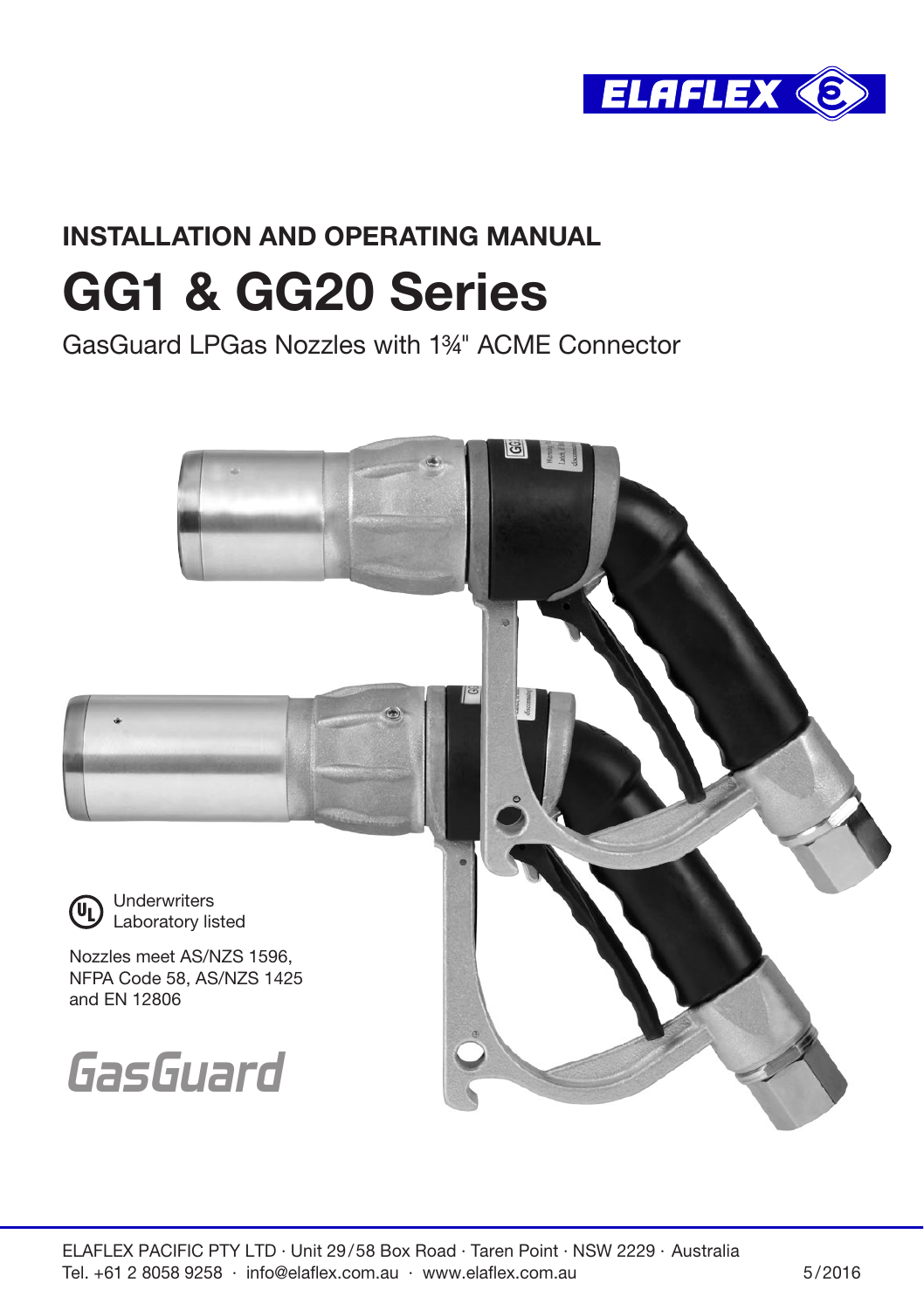ELAFLEX

## INSTALLATION AND OPERATING MANUAL

# GG1 & GG20 Series

GasGuard LPGas Nozzles with 1¾" ACME Connector

Underwriters Laboratory listed

Nozzles meet AS/NZS 1596, NFPA Code 58, AS/NZS 1425 and EN 12806

GasGuard

ELAFLEX PACIFIC PTY LTD · Unit 29/58 Box Road · Taren Point · NSW 2229 · Australia
Tel. +61 2 8058 9258 · info@elaflex.com.au · www.elaflex.com.au

5/2016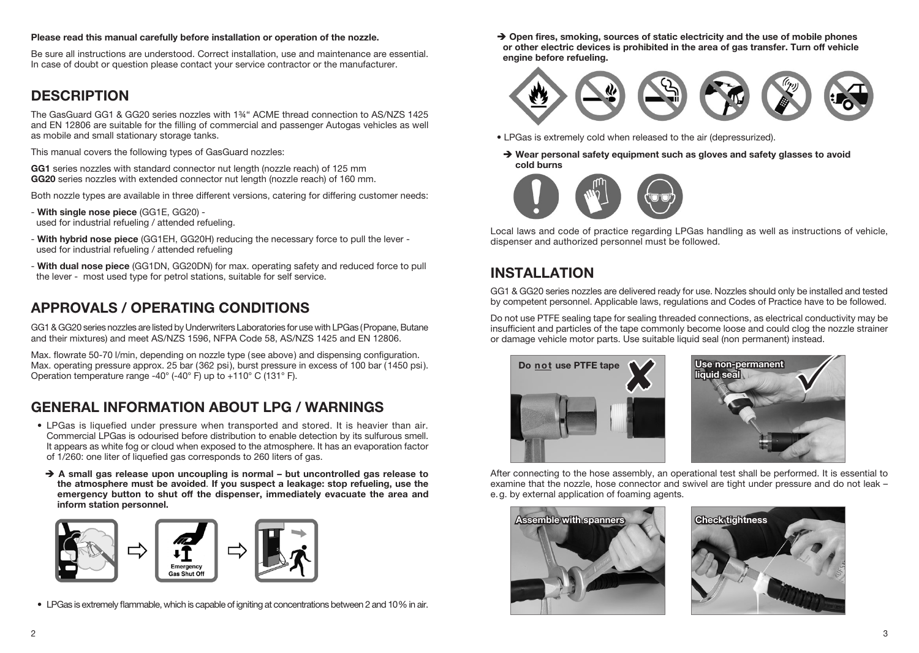**Please read this manual carefully before installation or operation of the nozzle.**

Be sure all instructions are understood. Correct installation, use and maintenance are essential. In case of doubt or question please contact your service contractor or the manufacturer.

## DESCRIPTION

The GasGuard GG1 & GG20 series nozzles with 1¾" ACME thread connection to AS/NZS 1425 and EN 12806 are suitable for the filling of commercial and passenger Autogas vehicles as well as mobile and small stationary storage tanks.

This manual covers the following types of GasGuard nozzles:

**GG1** series nozzles with standard connector nut length (nozzle reach) of 125 mm
**GG20** series nozzles with extended connector nut length (nozzle reach) of 160 mm.

Both nozzle types are available in three different versions, catering for differing customer needs:

- **With single nose piece** (GG1E, GG20) - used for industrial refueling / attended refueling.
- **With hybrid nose piece** (GG1EH, GG20H) reducing the necessary force to pull the lever - used for industrial refueling / attended refueling
- **With dual nose piece** (GG1DN, GG20DN) for max. operating safety and reduced force to pull the lever - most used type for petrol stations, suitable for self service.

## APPROVALS / OPERATING CONDITIONS

GG1 & GG20 series nozzles are listed by Underwriters Laboratories for use with LPGas (Propane, Butane and their mixtures) and meet AS/NZS 1596, NFPA Code 58, AS/NZS 1425 and EN 12806.

Max. flowrate 50-70 l/min, depending on nozzle type (see above) and dispensing configuration. Max. operating pressure approx. 25 bar (362 psi), burst pressure in excess of 100 bar (1450 psi). Operation temperature range -40° (-40° F) up to +110° C (131° F).

## GENERAL INFORMATION ABOUT LPG / WARNINGS

- LPGas is liquefied under pressure when transported and stored. It is heavier than air. Commercial LPGas is odourised before distribution to enable detection by its sulfurous smell. It appears as white fog or cloud when exposed to the atmosphere. It has an evaporation factor of 1/260: one liter of liquefied gas corresponds to 260 liters of gas.

  ➔ **A small gas release upon uncoupling is normal – but uncontrolled gas release to the atmosphere must be avoided. If you suspect a leakage: stop refueling, use the emergency button to shut off the dispenser, immediately evacuate the area and inform station personnel.**

  Emergency Gas Shut Off

- LPGas is extremely flammable, which is capable of igniting at concentrations between 2 and 10% in air.

  ➔ **Open fires, smoking, sources of static electricity and the use of mobile phones or other electric devices is prohibited in the area of gas transfer. Turn off vehicle engine before refueling.**

- LPGas is extremely cold when released to the air (depressurized).

  ➔ **Wear personal safety equipment such as gloves and safety glasses to avoid cold burns**

Local laws and code of practice regarding LPGas handling as well as instructions of vehicle, dispenser and authorized personnel must be followed.

## INSTALLATION

GG1 & GG20 series nozzles are delivered ready for use. Nozzles should only be installed and tested by competent personnel. Applicable laws, regulations and Codes of Practice have to be followed.

Do not use PTFE sealing tape for sealing threaded connections, as electrical conductivity may be insufficient and particles of the tape commonly become loose and could clog the nozzle strainer or damage vehicle motor parts. Use suitable liquid seal (non permanent) instead.

Do not use PTFE tape

Use non-permanent liquid seal

After connecting to the hose assembly, an operational test shall be performed. It is essential to examine that the nozzle, hose connector and swivel are tight under pressure and do not leak – e.g. by external application of foaming agents.

Assemble with spanners

Check tightness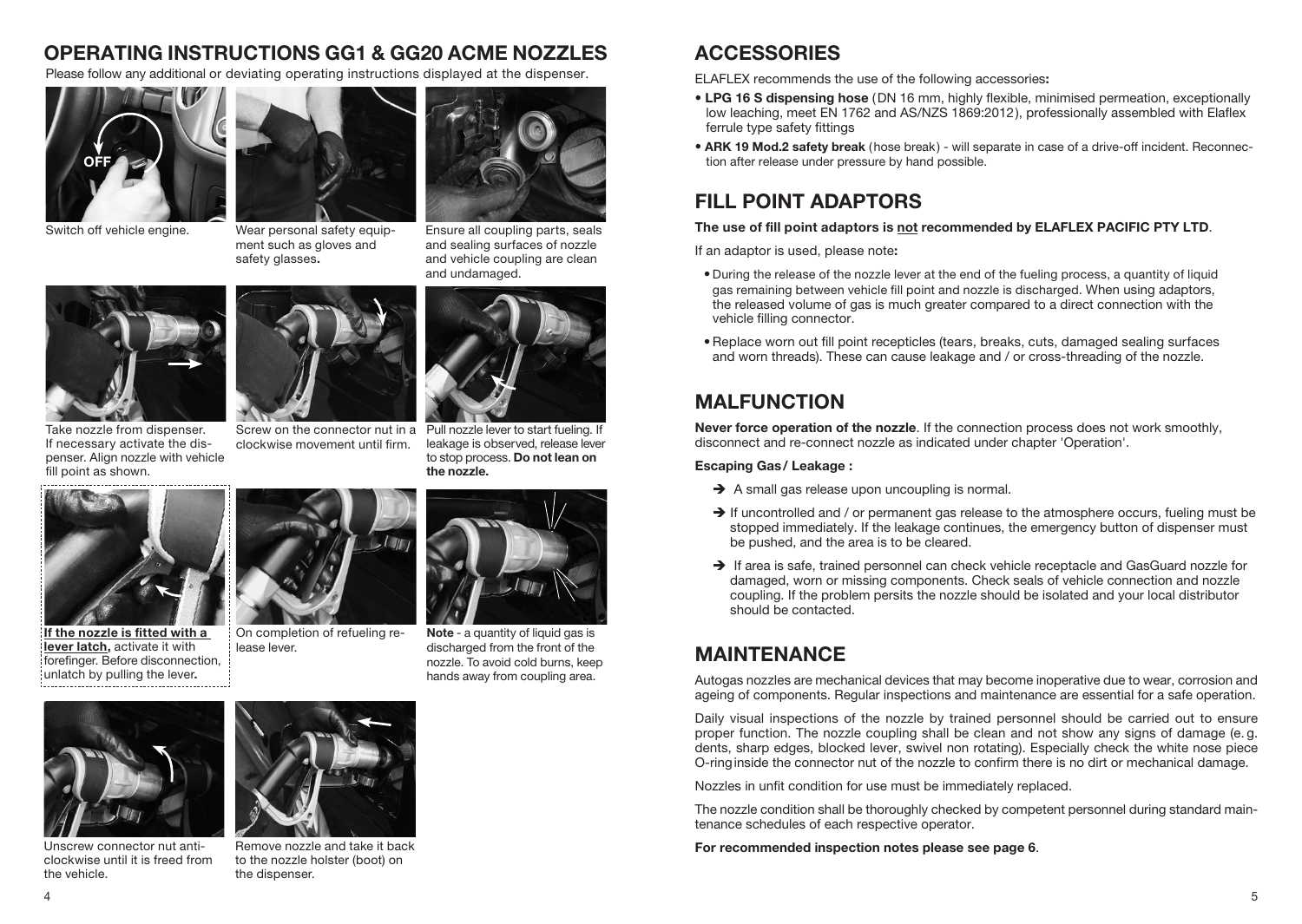## OPERATING INSTRUCTIONS GG1 & GG20 ACME NOZZLES

Please follow any additional or deviating operating instructions displayed at the dispenser.

Switch off vehicle engine.

Wear personal safety equipment such as gloves and safety glasses**.**

Ensure all coupling parts, seals and sealing surfaces of nozzle and vehicle coupling are clean and undamaged.

Take nozzle from dispenser. If necessary activate the dispenser. Align nozzle with vehicle fill point as shown.

Screw on the connector nut in a clockwise movement until firm.

Pull nozzle lever to start fueling. If leakage is observed, release lever to stop process. **Do not lean on the nozzle.**

**If the nozzle is fitted with a lever latch,** activate it with forefinger. Before disconnection, unlatch by pulling the lever**.**

On completion of refueling release lever.

**Note** - a quantity of liquid gas is discharged from the front of the nozzle. To avoid cold burns, keep hands away from coupling area.

Unscrew connector nut anti-clockwise until it is freed from the vehicle.

Remove nozzle and take it back to the nozzle holster (boot) on the dispenser.

## ACCESSORIES

ELAFLEX recommends the use of the following accessories**:**

- **LPG 16 S dispensing hose** (DN 16 mm, highly flexible, minimised permeation, exceptionally low leaching, meet EN 1762 and AS/NZS 1869:2012), professionally assembled with Elaflex ferrule type safety fittings
- **ARK 19 Mod.2 safety break** (hose break) - will separate in case of a drive-off incident. Reconnection after release under pressure by hand possible.

## FILL POINT ADAPTORS

**The use of fill point adaptors is not recommended by ELAFLEX PACIFIC PTY LTD**.

If an adaptor is used, please note**:**

- During the release of the nozzle lever at the end of the fueling process, a quantity of liquid gas remaining between vehicle fill point and nozzle is discharged. When using adaptors, the released volume of gas is much greater compared to a direct connection with the vehicle filling connector.
- Replace worn out fill point recepticles (tears, breaks, cuts, damaged sealing surfaces and worn threads). These can cause leakage and / or cross-threading of the nozzle.

## MALFUNCTION

**Never force operation of the nozzle**. If the connection process does not work smoothly, disconnect and re-connect nozzle as indicated under chapter 'Operation'.

**Escaping Gas / Leakage :**

- ➔ A small gas release upon uncoupling is normal.
- ➔ If uncontrolled and / or permanent gas release to the atmosphere occurs, fueling must be stopped immediately. If the leakage continues, the emergency button of dispenser must be pushed, and the area is to be cleared.
- ➔ If area is safe, trained personnel can check vehicle receptacle and GasGuard nozzle for damaged, worn or missing components. Check seals of vehicle connection and nozzle coupling. If the problem persits the nozzle should be isolated and your local distributor should be contacted.

## MAINTENANCE

Autogas nozzles are mechanical devices that may become inoperative due to wear, corrosion and ageing of components. Regular inspections and maintenance are essential for a safe operation.

Daily visual inspections of the nozzle by trained personnel should be carried out to ensure proper function. The nozzle coupling shall be clean and not show any signs of damage (e. g. dents, sharp edges, blocked lever, swivel non rotating). Especially check the white nose piece O-ring inside the connector nut of the nozzle to confirm there is no dirt or mechanical damage.

Nozzles in unfit condition for use must be immediately replaced.

The nozzle condition shall be thoroughly checked by competent personnel during standard maintenance schedules of each respective operator.

**For recommended inspection notes please see page 6**.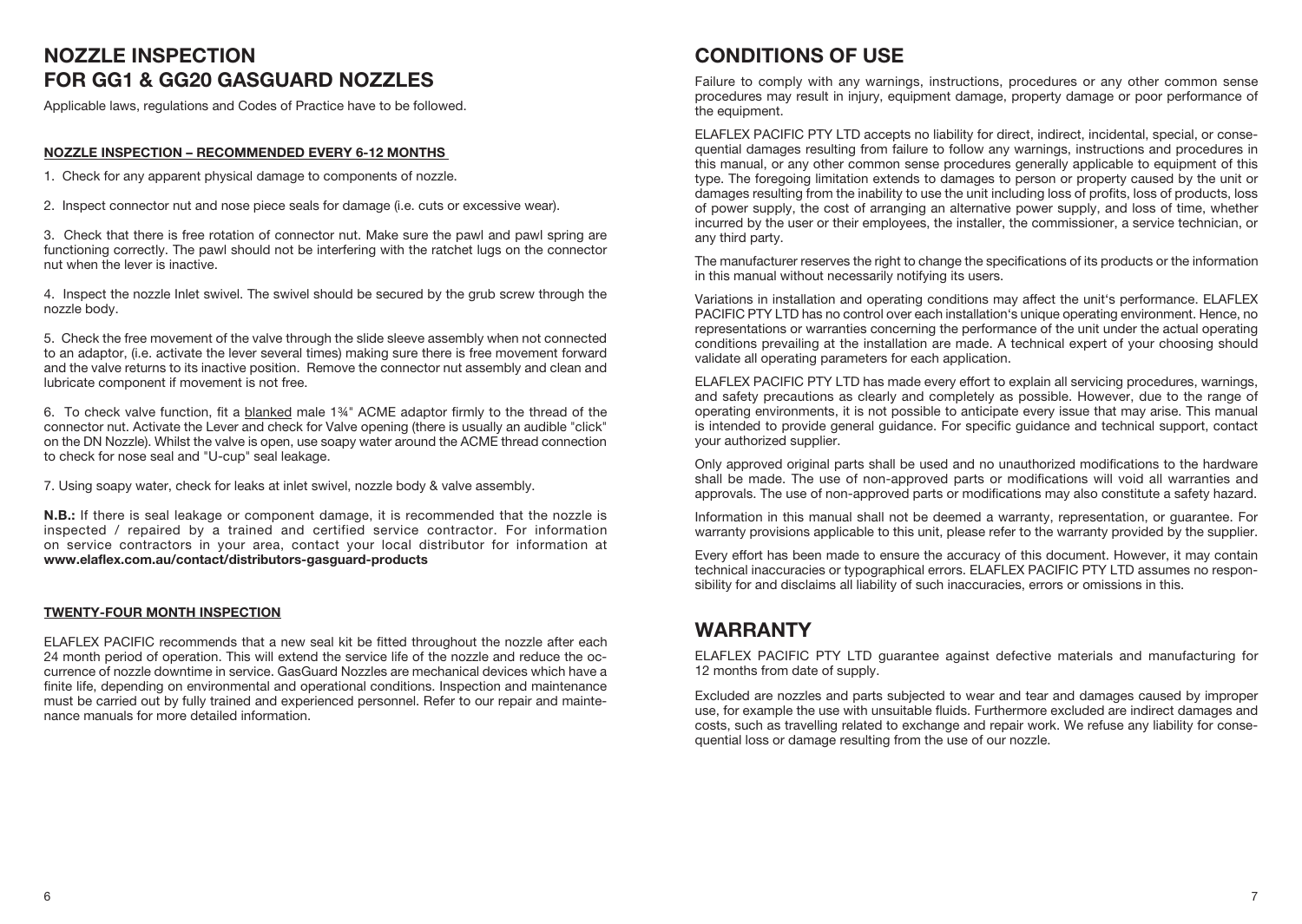# NOZZLE INSPECTION
# FOR GG1 & GG20 GASGUARD NOZZLES

Applicable laws, regulations and Codes of Practice have to be followed.

**NOZZLE INSPECTION – RECOMMENDED EVERY 6-12 MONTHS**

1. Check for any apparent physical damage to components of nozzle.

2. Inspect connector nut and nose piece seals for damage (i.e. cuts or excessive wear).

3. Check that there is free rotation of connector nut. Make sure the pawl and pawl spring are functioning correctly. The pawl should not be interfering with the ratchet lugs on the connector nut when the lever is inactive.

4. Inspect the nozzle Inlet swivel. The swivel should be secured by the grub screw through the nozzle body.

5. Check the free movement of the valve through the slide sleeve assembly when not connected to an adaptor, (i.e. activate the lever several times) making sure there is free movement forward and the valve returns to its inactive position. Remove the connector nut assembly and clean and lubricate component if movement is not free.

6. To check valve function, fit a blanked male 1¾" ACME adaptor firmly to the thread of the connector nut. Activate the Lever and check for Valve opening (there is usually an audible "click" on the DN Nozzle). Whilst the valve is open, use soapy water around the ACME thread connection to check for nose seal and "U-cup" seal leakage.

7. Using soapy water, check for leaks at inlet swivel, nozzle body & valve assembly.

**N.B.:** If there is seal leakage or component damage, it is recommended that the nozzle is inspected / repaired by a trained and certified service contractor. For information on service contractors in your area, contact your local distributor for information at **www.elaflex.com.au/contact/distributors-gasguard-products**

**TWENTY-FOUR MONTH INSPECTION**

ELAFLEX PACIFIC recommends that a new seal kit be fitted throughout the nozzle after each 24 month period of operation. This will extend the service life of the nozzle and reduce the occurrence of nozzle downtime in service. GasGuard Nozzles are mechanical devices which have a finite life, depending on environmental and operational conditions. Inspection and maintenance must be carried out by fully trained and experienced personnel. Refer to our repair and maintenance manuals for more detailed information.

# CONDITIONS OF USE

Failure to comply with any warnings, instructions, procedures or any other common sense procedures may result in injury, equipment damage, property damage or poor performance of the equipment.

ELAFLEX PACIFIC PTY LTD accepts no liability for direct, indirect, incidental, special, or consequential damages resulting from failure to follow any warnings, instructions and procedures in this manual, or any other common sense procedures generally applicable to equipment of this type. The foregoing limitation extends to damages to person or property caused by the unit or damages resulting from the inability to use the unit including loss of profits, loss of products, loss of power supply, the cost of arranging an alternative power supply, and loss of time, whether incurred by the user or their employees, the installer, the commissioner, a service technician, or any third party.

The manufacturer reserves the right to change the specifications of its products or the information in this manual without necessarily notifying its users.

Variations in installation and operating conditions may affect the unit's performance. ELAFLEX PACIFIC PTY LTD has no control over each installation's unique operating environment. Hence, no representations or warranties concerning the performance of the unit under the actual operating conditions prevailing at the installation are made. A technical expert of your choosing should validate all operating parameters for each application.

ELAFLEX PACIFIC PTY LTD has made every effort to explain all servicing procedures, warnings, and safety precautions as clearly and completely as possible. However, due to the range of operating environments, it is not possible to anticipate every issue that may arise. This manual is intended to provide general guidance. For specific guidance and technical support, contact your authorized supplier.

Only approved original parts shall be used and no unauthorized modifications to the hardware shall be made. The use of non-approved parts or modifications will void all warranties and approvals. The use of non-approved parts or modifications may also constitute a safety hazard.

Information in this manual shall not be deemed a warranty, representation, or guarantee. For warranty provisions applicable to this unit, please refer to the warranty provided by the supplier.

Every effort has been made to ensure the accuracy of this document. However, it may contain technical inaccuracies or typographical errors. ELAFLEX PACIFIC PTY LTD assumes no responsibility for and disclaims all liability of such inaccuracies, errors or omissions in this.

# WARRANTY

ELAFLEX PACIFIC PTY LTD guarantee against defective materials and manufacturing for 12 months from date of supply.

Excluded are nozzles and parts subjected to wear and tear and damages caused by improper use, for example the use with unsuitable fluids. Furthermore excluded are indirect damages and costs, such as travelling related to exchange and repair work. We refuse any liability for consequential loss or damage resulting from the use of our nozzle.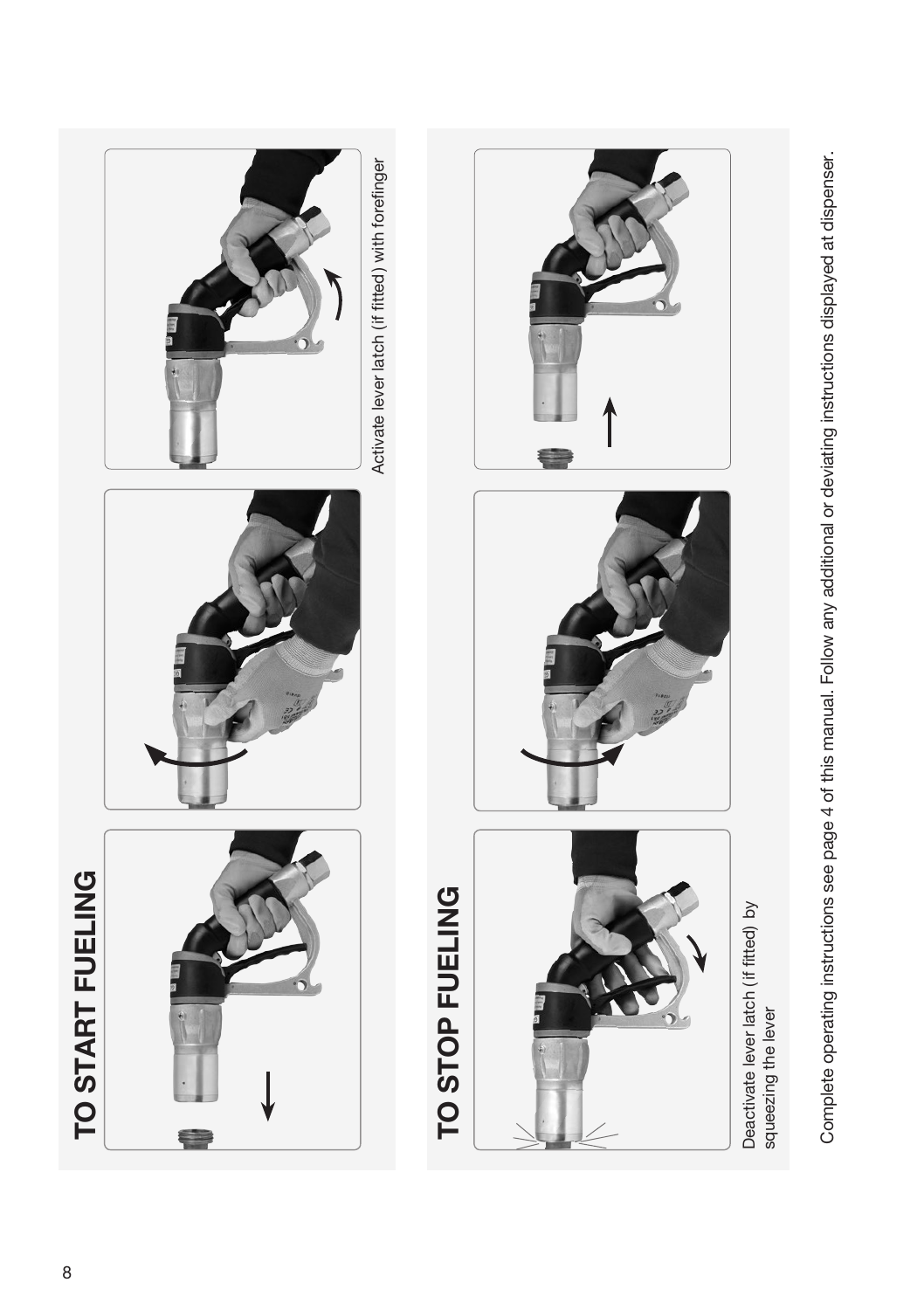## TO START FUELING

Activate lever latch (if fitted) with forefinger

## TO STOP FUELING

Deactivate lever latch (if fitted) by squeezing the lever

Complete operating instructions see page 4 of this manual. Follow any additional or deviating instructions displayed at dispenser.